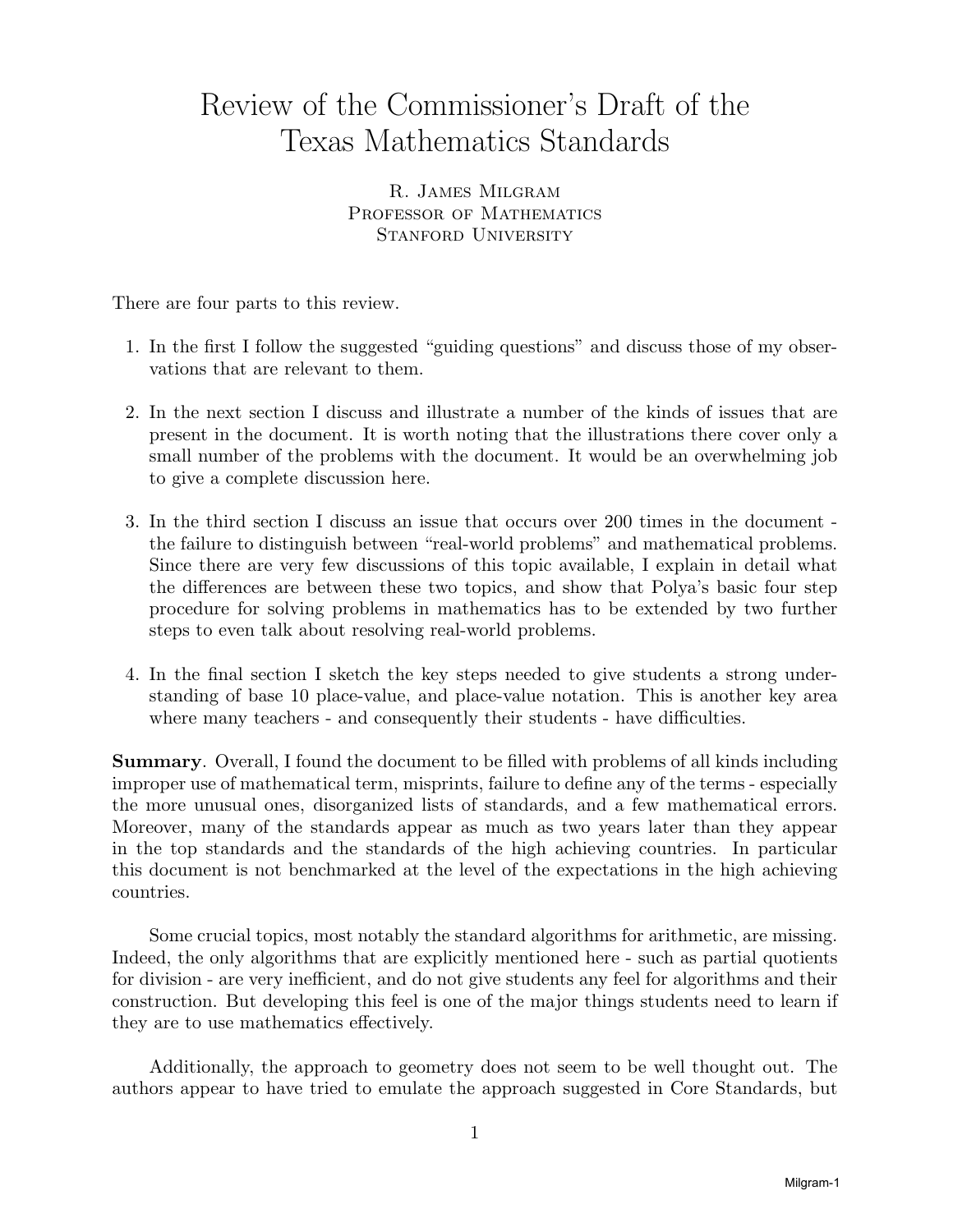# Review of the Commissioner's Draft of the Texas Mathematics Standards

R. James Milgram
Professor of Mathematics
Stanford University

There are four parts to this review.

1. In the first I follow the suggested "guiding questions" and discuss those of my observations that are relevant to them.

2. In the next section I discuss and illustrate a number of the kinds of issues that are present in the document. It is worth noting that the illustrations there cover only a small number of the problems with the document. It would be an overwhelming job to give a complete discussion here.

3. In the third section I discuss an issue that occurs over 200 times in the document - the failure to distinguish between "real-world problems" and mathematical problems. Since there are very few discussions of this topic available, I explain in detail what the differences are between these two topics, and show that Polya's basic four step procedure for solving problems in mathematics has to be extended by two further steps to even talk about resolving real-world problems.

4. In the final section I sketch the key steps needed to give students a strong understanding of base 10 place-value, and place-value notation. This is another key area where many teachers - and consequently their students - have difficulties.

**Summary**. Overall, I found the document to be filled with problems of all kinds including improper use of mathematical term, misprints, failure to define any of the terms - especially the more unusual ones, disorganized lists of standards, and a few mathematical errors. Moreover, many of the standards appear as much as two years later than they appear in the top standards and the standards of the high achieving countries. In particular this document is not benchmarked at the level of the expectations in the high achieving countries.

Some crucial topics, most notably the standard algorithms for arithmetic, are missing. Indeed, the only algorithms that are explicitly mentioned here - such as partial quotients for division - are very inefficient, and do not give students any feel for algorithms and their construction. But developing this feel is one of the major things students need to learn if they are to use mathematics effectively.

Additionally, the approach to geometry does not seem to be well thought out. The authors appear to have tried to emulate the approach suggested in Core Standards, but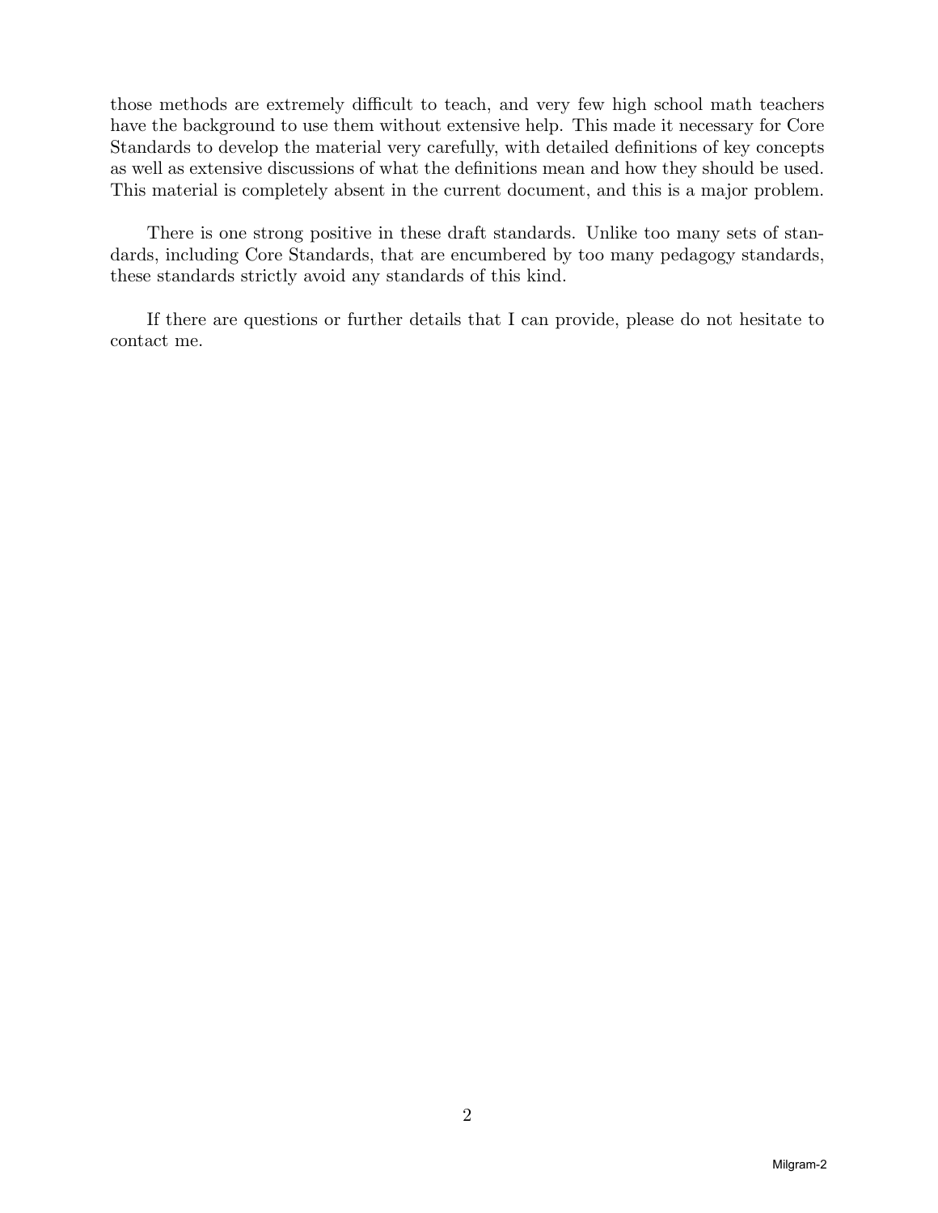those methods are extremely difficult to teach, and very few high school math teachers have the background to use them without extensive help. This made it necessary for Core Standards to develop the material very carefully, with detailed definitions of key concepts as well as extensive discussions of what the definitions mean and how they should be used. This material is completely absent in the current document, and this is a major problem.

There is one strong positive in these draft standards. Unlike too many sets of standards, including Core Standards, that are encumbered by too many pedagogy standards, these standards strictly avoid any standards of this kind.

If there are questions or further details that I can provide, please do not hesitate to contact me.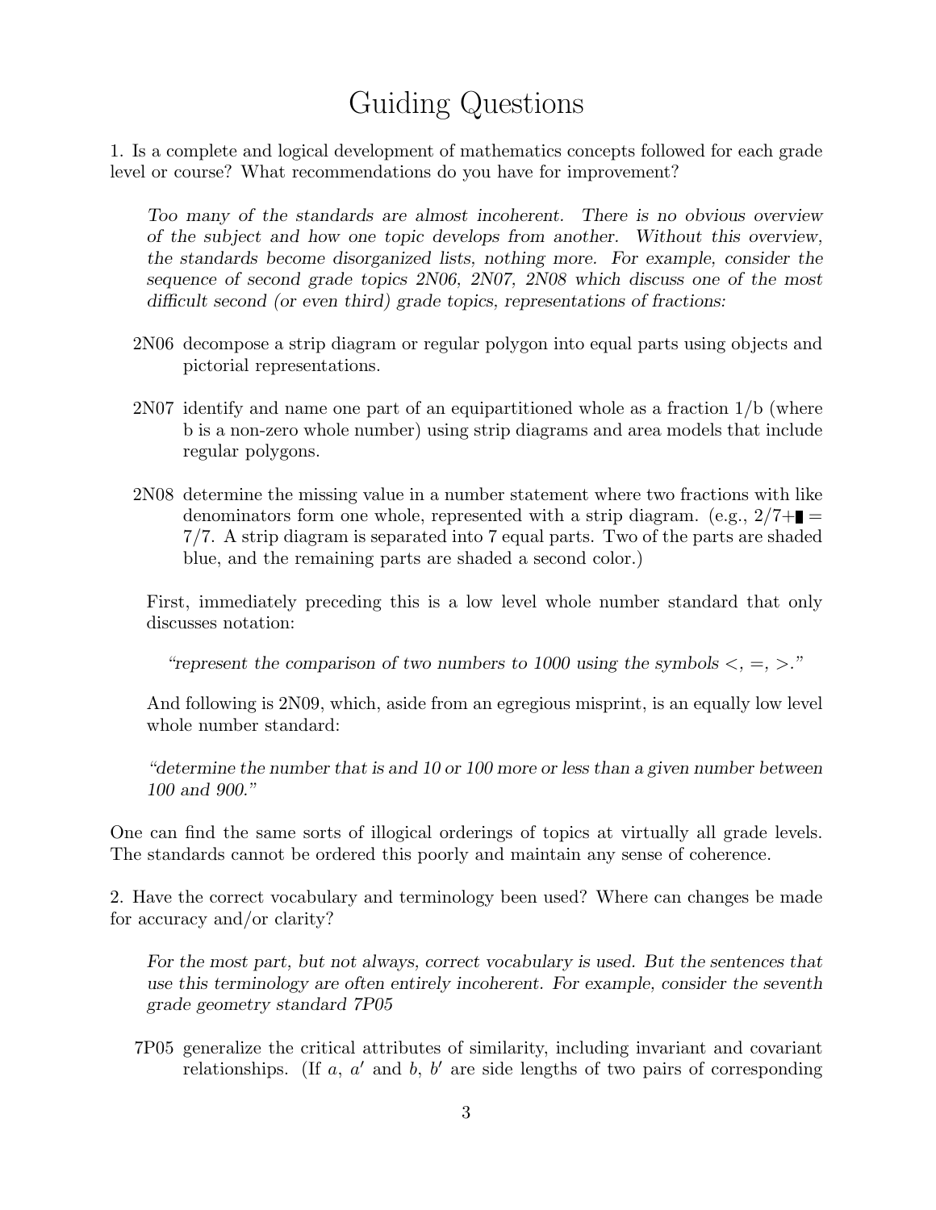# Guiding Questions

1. Is a complete and logical development of mathematics concepts followed for each grade level or course? What recommendations do you have for improvement?

> *Too many of the standards are almost incoherent. There is no obvious overview of the subject and how one topic develops from another. Without this overview, the standards become disorganized lists, nothing more. For example, consider the sequence of second grade topics 2N06, 2N07, 2N08 which discuss one of the most difficult second (or even third) grade topics, representations of fractions:*
>
> - 2N06 decompose a strip diagram or regular polygon into equal parts using objects and pictorial representations.
> - 2N07 identify and name one part of an equipartitioned whole as a fraction 1/b (where b is a non-zero whole number) using strip diagrams and area models that include regular polygons.
> - 2N08 determine the missing value in a number statement where two fractions with like denominators form one whole, represented with a strip diagram. (e.g., $2/7+\blacksquare = 7/7$. A strip diagram is separated into 7 equal parts. Two of the parts are shaded blue, and the remaining parts are shaded a second color.)
>
> First, immediately preceding this is a low level whole number standard that only discusses notation:
>
> *"represent the comparison of two numbers to 1000 using the symbols <, =, >."*
>
> And following is 2N09, which, aside from an egregious misprint, is an equally low level whole number standard:
>
> *"determine the number that is and 10 or 100 more or less than a given number between 100 and 900."*

One can find the same sorts of illogical orderings of topics at virtually all grade levels. The standards cannot be ordered this poorly and maintain any sense of coherence.

2. Have the correct vocabulary and terminology been used? Where can changes be made for accuracy and/or clarity?

> *For the most part, but not always, correct vocabulary is used. But the sentences that use this terminology are often entirely incoherent. For example, consider the seventh grade geometry standard 7P05*
>
> - 7P05 generalize the critical attributes of similarity, including invariant and covariant relationships. (If $a$, $a'$ and $b$, $b'$ are side lengths of two pairs of corresponding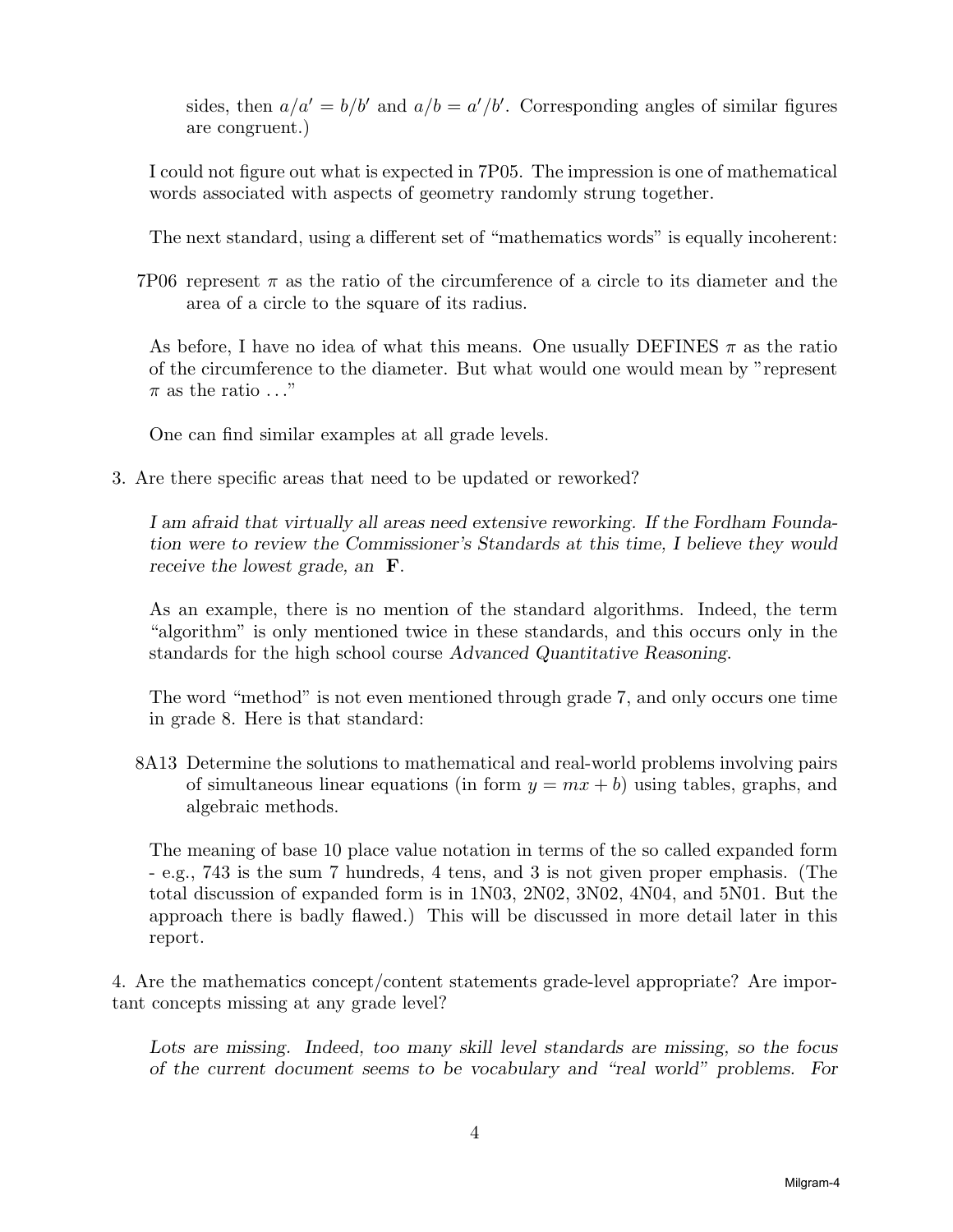sides, then $a/a' = b/b'$ and $a/b = a'/b'$. Corresponding angles of similar figures are congruent.)

I could not figure out what is expected in 7P05. The impression is one of mathematical words associated with aspects of geometry randomly strung together.

The next standard, using a different set of "mathematics words" is equally incoherent:

7P06 represent $\pi$ as the ratio of the circumference of a circle to its diameter and the area of a circle to the square of its radius.

As before, I have no idea of what this means. One usually DEFINES $\pi$ as the ratio of the circumference to the diameter. But what would one would mean by "represent $\pi$ as the ratio ..."

One can find similar examples at all grade levels.

3. Are there specific areas that need to be updated or reworked?

*I am afraid that virtually all areas need extensive reworking. If the Fordham Foundation were to review the Commissioner's Standards at this time, I believe they would receive the lowest grade, an* **F**.

As an example, there is no mention of the standard algorithms. Indeed, the term "algorithm" is only mentioned twice in these standards, and this occurs only in the standards for the high school course *Advanced Quantitative Reasoning*.

The word "method" is not even mentioned through grade 7, and only occurs one time in grade 8. Here is that standard:

8A13 Determine the solutions to mathematical and real-world problems involving pairs of simultaneous linear equations (in form $y = mx + b$) using tables, graphs, and algebraic methods.

The meaning of base 10 place value notation in terms of the so called expanded form - e.g., 743 is the sum 7 hundreds, 4 tens, and 3 is not given proper emphasis. (The total discussion of expanded form is in 1N03, 2N02, 3N02, 4N04, and 5N01. But the approach there is badly flawed.) This will be discussed in more detail later in this report.

4. Are the mathematics concept/content statements grade-level appropriate? Are important concepts missing at any grade level?

*Lots are missing. Indeed, too many skill level standards are missing, so the focus of the current document seems to be vocabulary and "real world" problems. For*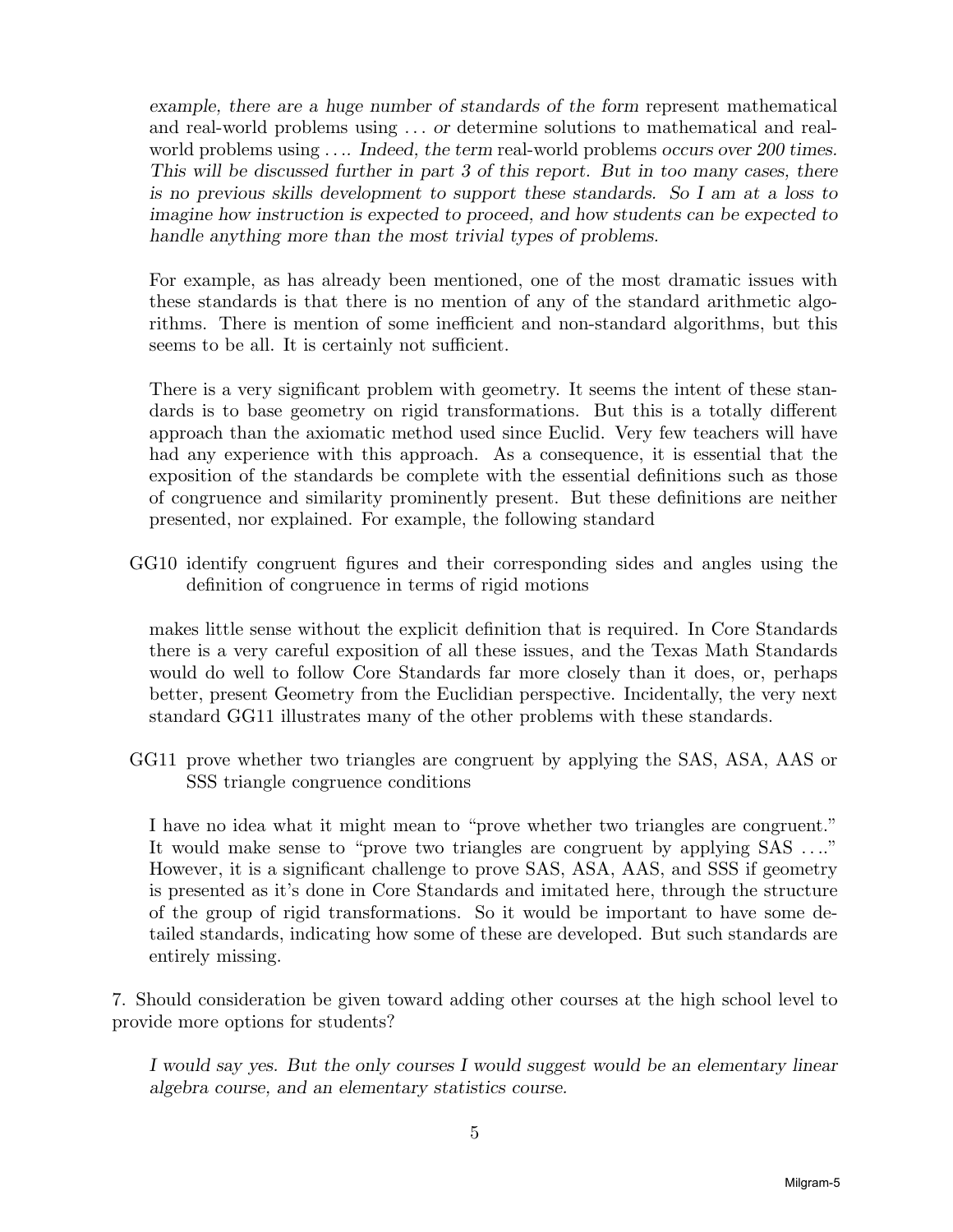*example, there are a huge number of standards of the form* represent mathematical and real-world problems using . . . *or* determine solutions to mathematical and real-world problems using . . .. *Indeed, the term* real-world problems *occurs over 200 times. This will be discussed further in part 3 of this report. But in too many cases, there is no previous skills development to support these standards. So I am at a loss to imagine how instruction is expected to proceed, and how students can be expected to handle anything more than the most trivial types of problems.*

For example, as has already been mentioned, one of the most dramatic issues with these standards is that there is no mention of any of the standard arithmetic algorithms. There is mention of some inefficient and non-standard algorithms, but this seems to be all. It is certainly not sufficient.

There is a very significant problem with geometry. It seems the intent of these standards is to base geometry on rigid transformations. But this is a totally different approach than the axiomatic method used since Euclid. Very few teachers will have had any experience with this approach. As a consequence, it is essential that the exposition of the standards be complete with the essential definitions such as those of congruence and similarity prominently present. But these definitions are neither presented, nor explained. For example, the following standard

GG10 identify congruent figures and their corresponding sides and angles using the definition of congruence in terms of rigid motions

makes little sense without the explicit definition that is required. In Core Standards there is a very careful exposition of all these issues, and the Texas Math Standards would do well to follow Core Standards far more closely than it does, or, perhaps better, present Geometry from the Euclidian perspective. Incidentally, the very next standard GG11 illustrates many of the other problems with these standards.

GG11 prove whether two triangles are congruent by applying the SAS, ASA, AAS or SSS triangle congruence conditions

I have no idea what it might mean to "prove whether two triangles are congruent." It would make sense to "prove two triangles are congruent by applying SAS . . .." However, it is a significant challenge to prove SAS, ASA, AAS, and SSS if geometry is presented as it's done in Core Standards and imitated here, through the structure of the group of rigid transformations. So it would be important to have some detailed standards, indicating how some of these are developed. But such standards are entirely missing.

7. Should consideration be given toward adding other courses at the high school level to provide more options for students?

*I would say yes. But the only courses I would suggest would be an elementary linear algebra course, and an elementary statistics course.*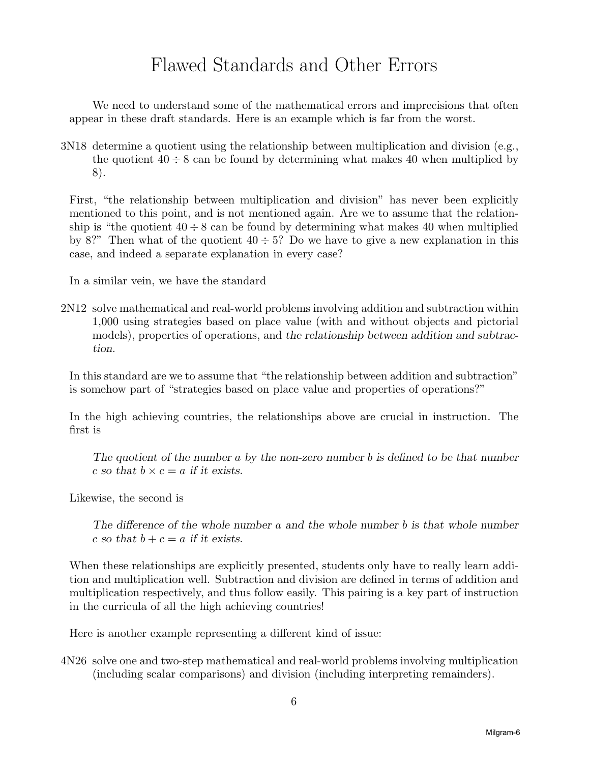# Flawed Standards and Other Errors

We need to understand some of the mathematical errors and imprecisions that often appear in these draft standards. Here is an example which is far from the worst.

3N18 determine a quotient using the relationship between multiplication and division (e.g., the quotient $40 \div 8$ can be found by determining what makes 40 when multiplied by 8).

First, "the relationship between multiplication and division" has never been explicitly mentioned to this point, and is not mentioned again. Are we to assume that the relationship is "the quotient $40 \div 8$ can be found by determining what makes 40 when multiplied by 8?" Then what of the quotient $40 \div 5$? Do we have to give a new explanation in this case, and indeed a separate explanation in every case?

In a similar vein, we have the standard

2N12 solve mathematical and real-world problems involving addition and subtraction within 1,000 using strategies based on place value (with and without objects and pictorial models), properties of operations, and *the relationship between addition and subtraction.*

In this standard are we to assume that "the relationship between addition and subtraction" is somehow part of "strategies based on place value and properties of operations?"

In the high achieving countries, the relationships above are crucial in instruction. The first is

> *The quotient of the number $a$ by the non-zero number $b$ is defined to be that number $c$ so that $b \times c = a$ if it exists.*

Likewise, the second is

> *The difference of the whole number $a$ and the whole number $b$ is that whole number $c$ so that $b + c = a$ if it exists.*

When these relationships are explicitly presented, students only have to really learn addition and multiplication well. Subtraction and division are defined in terms of addition and multiplication respectively, and thus follow easily. This pairing is a key part of instruction in the curricula of all the high achieving countries!

Here is another example representing a different kind of issue:

4N26 solve one and two-step mathematical and real-world problems involving multiplication (including scalar comparisons) and division (including interpreting remainders).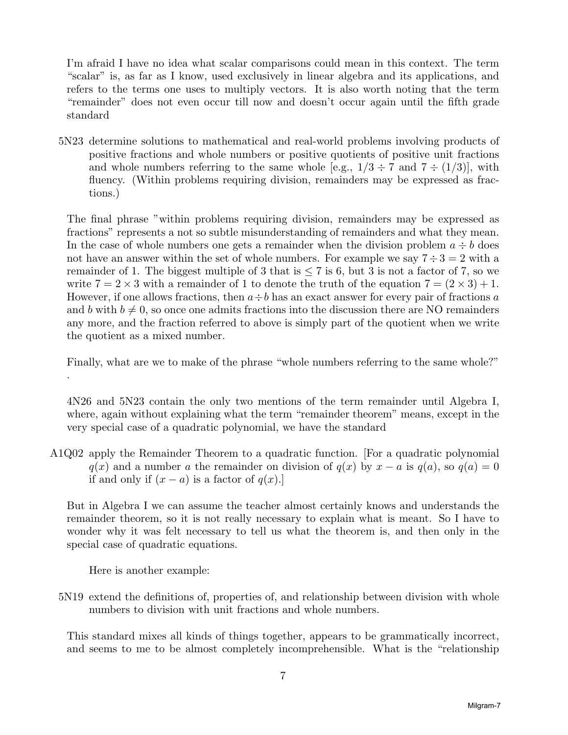I'm afraid I have no idea what scalar comparisons could mean in this context. The term "scalar" is, as far as I know, used exclusively in linear algebra and its applications, and refers to the terms one uses to multiply vectors. It is also worth noting that the term "remainder" does not even occur till now and doesn't occur again until the fifth grade standard

5N23 determine solutions to mathematical and real-world problems involving products of positive fractions and whole numbers or positive quotients of positive unit fractions and whole numbers referring to the same whole [e.g., $1/3 \div 7$ and $7 \div (1/3)$], with fluency. (Within problems requiring division, remainders may be expressed as fractions.)

The final phrase "within problems requiring division, remainders may be expressed as fractions" represents a not so subtle misunderstanding of remainders and what they mean. In the case of whole numbers one gets a remainder when the division problem $a \div b$ does not have an answer within the set of whole numbers. For example we say $7 \div 3 = 2$ with a remainder of 1. The biggest multiple of 3 that is $\leq 7$ is 6, but 3 is not a factor of 7, so we write $7 = 2 \times 3$ with a remainder of 1 to denote the truth of the equation $7 = (2 \times 3) + 1$. However, if one allows fractions, then $a \div b$ has an exact answer for every pair of fractions $a$ and $b$ with $b \neq 0$, so once one admits fractions into the discussion there are NO remainders any more, and the fraction referred to above is simply part of the quotient when we write the quotient as a mixed number.

Finally, what are we to make of the phrase "whole numbers referring to the same whole?"

.

4N26 and 5N23 contain the only two mentions of the term remainder until Algebra I, where, again without explaining what the term "remainder theorem" means, except in the very special case of a quadratic polynomial, we have the standard

A1Q02 apply the Remainder Theorem to a quadratic function. [For a quadratic polynomial $q(x)$ and a number $a$ the remainder on division of $q(x)$ by $x - a$ is $q(a)$, so $q(a) = 0$ if and only if $(x - a)$ is a factor of $q(x)$.]

But in Algebra I we can assume the teacher almost certainly knows and understands the remainder theorem, so it is not really necessary to explain what is meant. So I have to wonder why it was felt necessary to tell us what the theorem is, and then only in the special case of quadratic equations.

Here is another example:

5N19 extend the definitions of, properties of, and relationship between division with whole numbers to division with unit fractions and whole numbers.

This standard mixes all kinds of things together, appears to be grammatically incorrect, and seems to me to be almost completely incomprehensible. What is the "relationship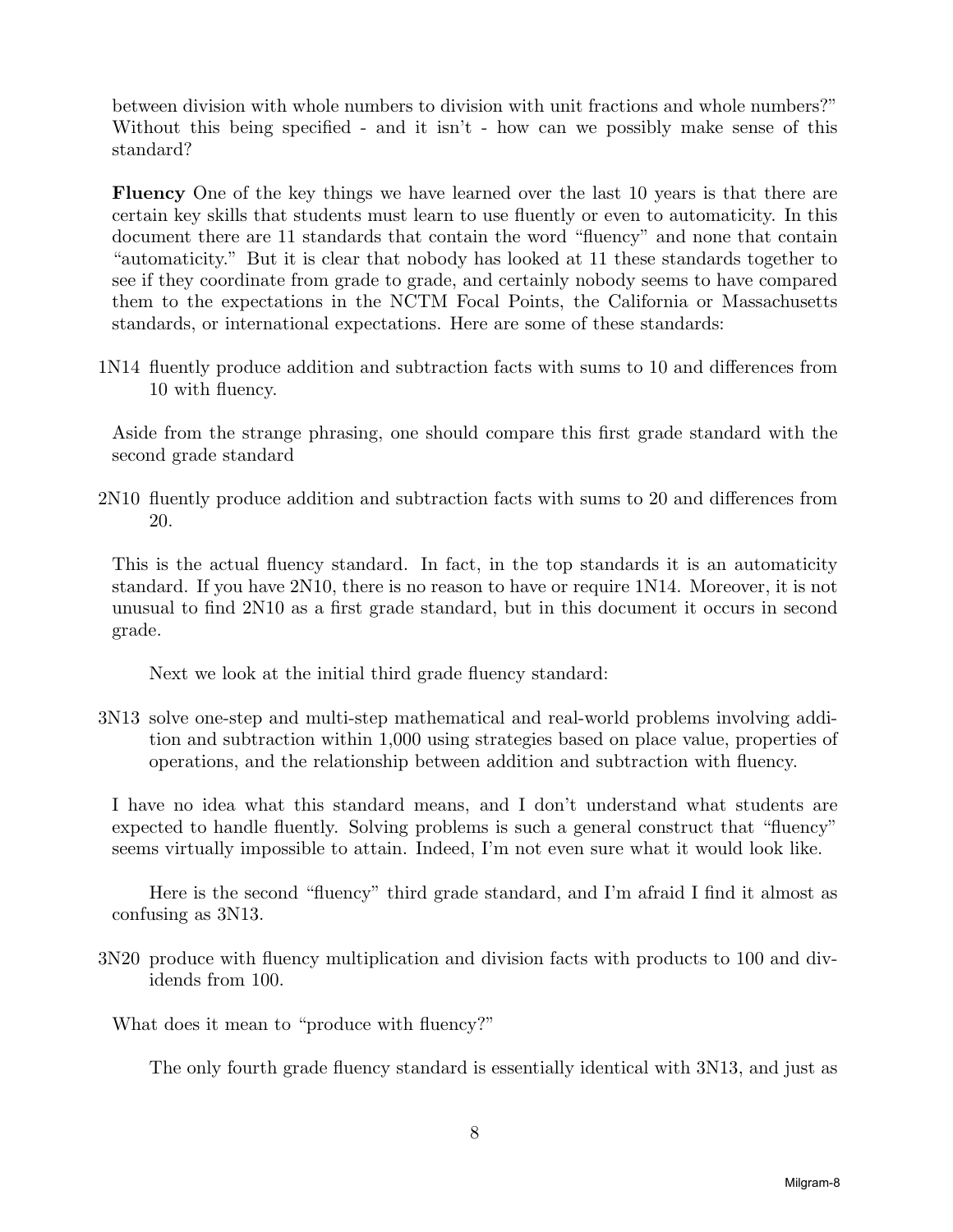between division with whole numbers to division with unit fractions and whole numbers?" Without this being specified - and it isn't - how can we possibly make sense of this standard?

**Fluency** One of the key things we have learned over the last 10 years is that there are certain key skills that students must learn to use fluently or even to automaticity. In this document there are 11 standards that contain the word "fluency" and none that contain "automaticity." But it is clear that nobody has looked at 11 these standards together to see if they coordinate from grade to grade, and certainly nobody seems to have compared them to the expectations in the NCTM Focal Points, the California or Massachusetts standards, or international expectations. Here are some of these standards:

1N14 fluently produce addition and subtraction facts with sums to 10 and differences from 10 with fluency.

Aside from the strange phrasing, one should compare this first grade standard with the second grade standard

2N10 fluently produce addition and subtraction facts with sums to 20 and differences from 20.

This is the actual fluency standard. In fact, in the top standards it is an automaticity standard. If you have 2N10, there is no reason to have or require 1N14. Moreover, it is not unusual to find 2N10 as a first grade standard, but in this document it occurs in second grade.

Next we look at the initial third grade fluency standard:

3N13 solve one-step and multi-step mathematical and real-world problems involving addition and subtraction within 1,000 using strategies based on place value, properties of operations, and the relationship between addition and subtraction with fluency.

I have no idea what this standard means, and I don't understand what students are expected to handle fluently. Solving problems is such a general construct that "fluency" seems virtually impossible to attain. Indeed, I'm not even sure what it would look like.

Here is the second "fluency" third grade standard, and I'm afraid I find it almost as confusing as 3N13.

3N20 produce with fluency multiplication and division facts with products to 100 and dividends from 100.

What does it mean to "produce with fluency?"

The only fourth grade fluency standard is essentially identical with 3N13, and just as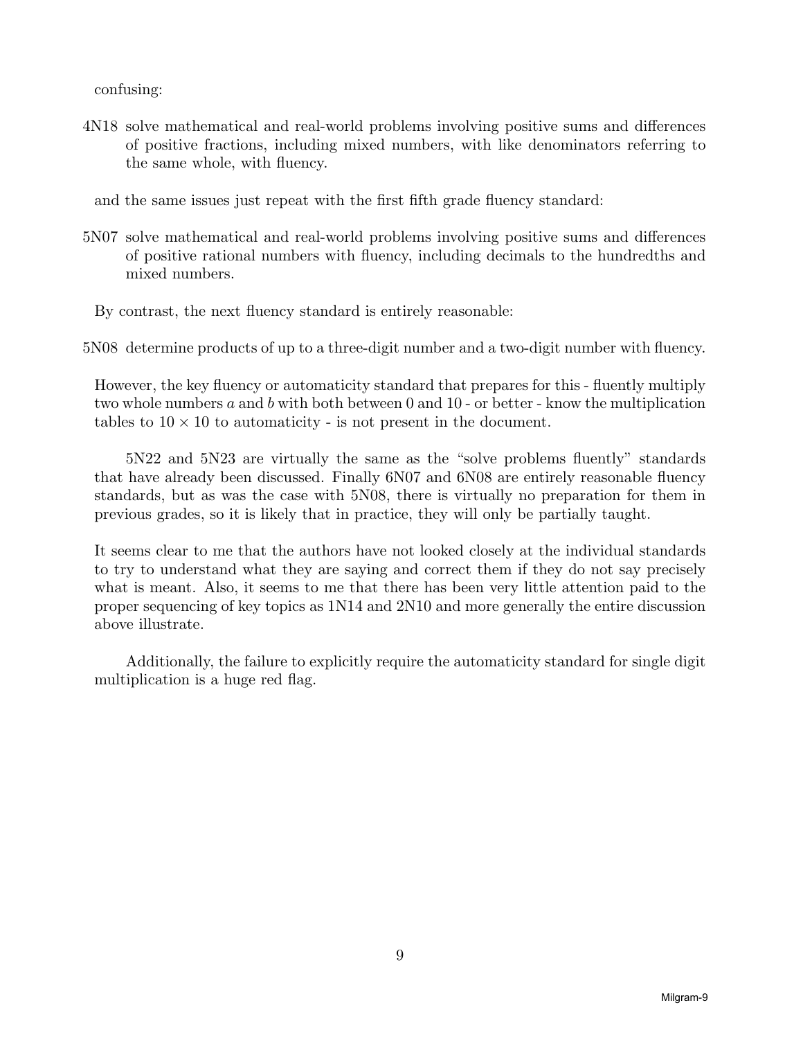confusing:

4N18 solve mathematical and real-world problems involving positive sums and differences of positive fractions, including mixed numbers, with like denominators referring to the same whole, with fluency.

and the same issues just repeat with the first fifth grade fluency standard:

5N07 solve mathematical and real-world problems involving positive sums and differences of positive rational numbers with fluency, including decimals to the hundredths and mixed numbers.

By contrast, the next fluency standard is entirely reasonable:

5N08 determine products of up to a three-digit number and a two-digit number with fluency.

However, the key fluency or automaticity standard that prepares for this - fluently multiply two whole numbers $a$ and $b$ with both between 0 and 10 - or better - know the multiplication tables to $10 \times 10$ to automaticity - is not present in the document.

5N22 and 5N23 are virtually the same as the "solve problems fluently" standards that have already been discussed. Finally 6N07 and 6N08 are entirely reasonable fluency standards, but as was the case with 5N08, there is virtually no preparation for them in previous grades, so it is likely that in practice, they will only be partially taught.

It seems clear to me that the authors have not looked closely at the individual standards to try to understand what they are saying and correct them if they do not say precisely what is meant. Also, it seems to me that there has been very little attention paid to the proper sequencing of key topics as 1N14 and 2N10 and more generally the entire discussion above illustrate.

Additionally, the failure to explicitly require the automaticity standard for single digit multiplication is a huge red flag.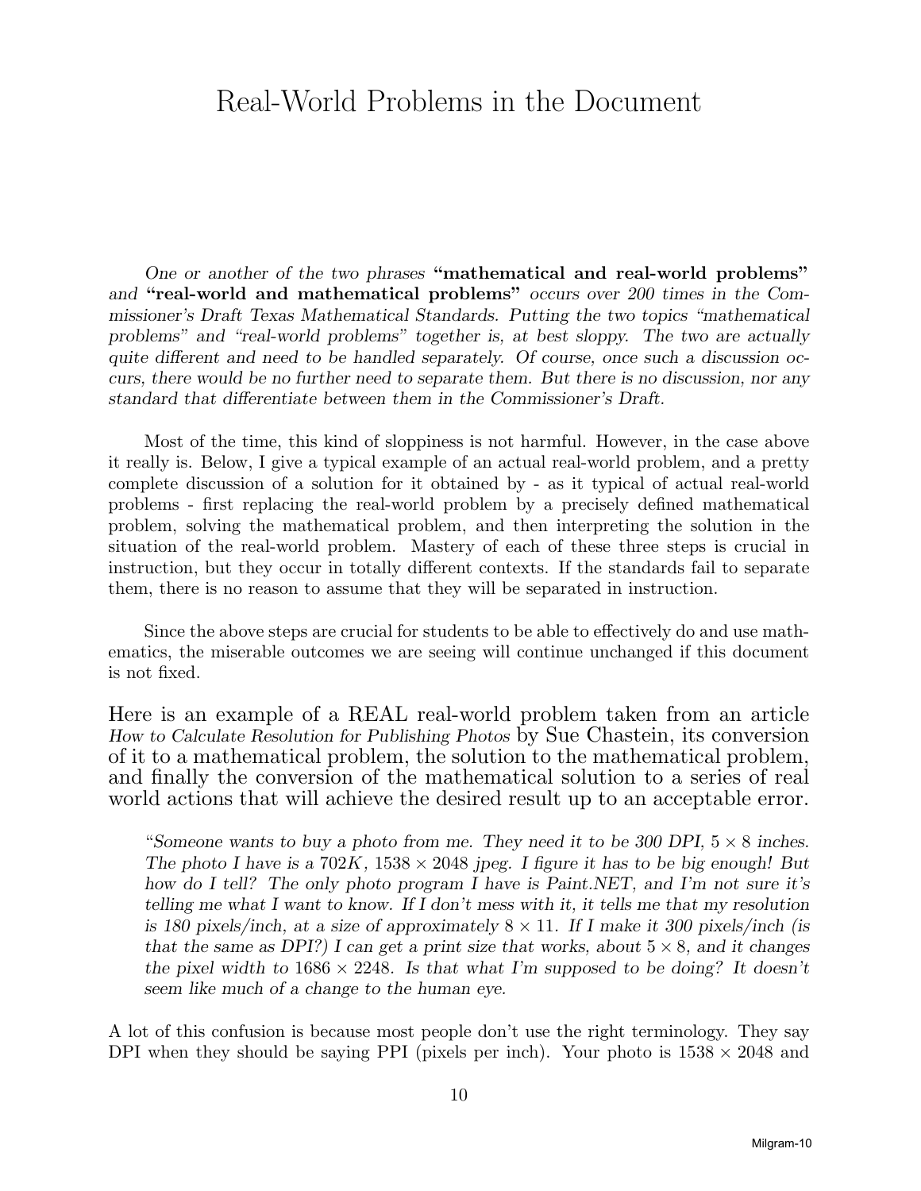# Real-World Problems in the Document

*One or another of the two phrases* **"mathematical and real-world problems"** *and* **"real-world and mathematical problems"** *occurs over 200 times in the Commissioner's Draft Texas Mathematical Standards. Putting the two topics "mathematical problems" and "real-world problems" together is, at best sloppy. The two are actually quite different and need to be handled separately. Of course, once such a discussion occurs, there would be no further need to separate them. But there is no discussion, nor any standard that differentiate between them in the Commissioner's Draft.*

Most of the time, this kind of sloppiness is not harmful. However, in the case above it really is. Below, I give a typical example of an actual real-world problem, and a pretty complete discussion of a solution for it obtained by - as it typical of actual real-world problems - first replacing the real-world problem by a precisely defined mathematical problem, solving the mathematical problem, and then interpreting the solution in the situation of the real-world problem. Mastery of each of these three steps is crucial in instruction, but they occur in totally different contexts. If the standards fail to separate them, there is no reason to assume that they will be separated in instruction.

Since the above steps are crucial for students to be able to effectively do and use mathematics, the miserable outcomes we are seeing will continue unchanged if this document is not fixed.

Here is an example of a REAL real-world problem taken from an article *How to Calculate Resolution for Publishing Photos* by Sue Chastein, its conversion of it to a mathematical problem, the solution to the mathematical problem, and finally the conversion of the mathematical solution to a series of real world actions that will achieve the desired result up to an acceptable error.

> *"Someone wants to buy a photo from me. They need it to be 300 DPI, $5 \times 8$ inches. The photo I have is a $702K$, $1538 \times 2048$ jpeg. I figure it has to be big enough! But how do I tell? The only photo program I have is Paint.NET, and I'm not sure it's telling me what I want to know. If I don't mess with it, it tells me that my resolution is 180 pixels/inch, at a size of approximately $8 \times 11$. If I make it 300 pixels/inch (is that the same as DPI?) I can get a print size that works, about $5 \times 8$, and it changes the pixel width to $1686 \times 2248$. Is that what I'm supposed to be doing? It doesn't seem like much of a change to the human eye.*

A lot of this confusion is because most people don't use the right terminology. They say DPI when they should be saying PPI (pixels per inch). Your photo is $1538 \times 2048$ and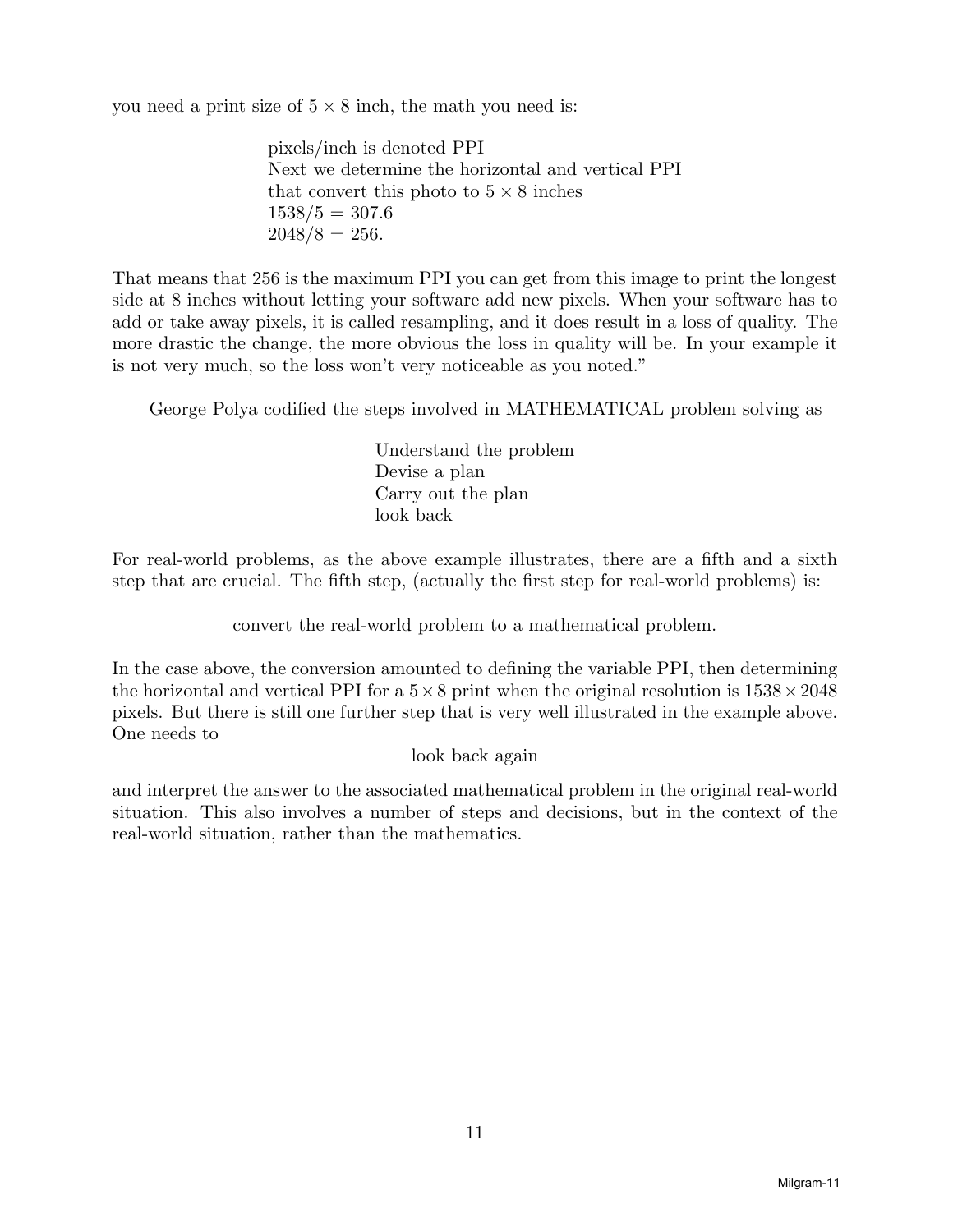you need a print size of $5 \times 8$ inch, the math you need is:

> pixels/inch is denoted PPI
> Next we determine the horizontal and vertical PPI
> that convert this photo to $5 \times 8$ inches
> $1538/5 = 307.6$
> $2048/8 = 256.$

That means that 256 is the maximum PPI you can get from this image to print the longest side at 8 inches without letting your software add new pixels. When your software has to add or take away pixels, it is called resampling, and it does result in a loss of quality. The more drastic the change, the more obvious the loss in quality will be. In your example it is not very much, so the loss won't very noticeable as you noted."

George Polya codified the steps involved in MATHEMATICAL problem solving as

> Understand the problem
> Devise a plan
> Carry out the plan
> look back

For real-world problems, as the above example illustrates, there are a fifth and a sixth step that are crucial. The fifth step, (actually the first step for real-world problems) is:

> convert the real-world problem to a mathematical problem.

In the case above, the conversion amounted to defining the variable PPI, then determining the horizontal and vertical PPI for a $5 \times 8$ print when the original resolution is $1538 \times 2048$ pixels. But there is still one further step that is very well illustrated in the example above. One needs to

> look back again

and interpret the answer to the associated mathematical problem in the original real-world situation. This also involves a number of steps and decisions, but in the context of the real-world situation, rather than the mathematics.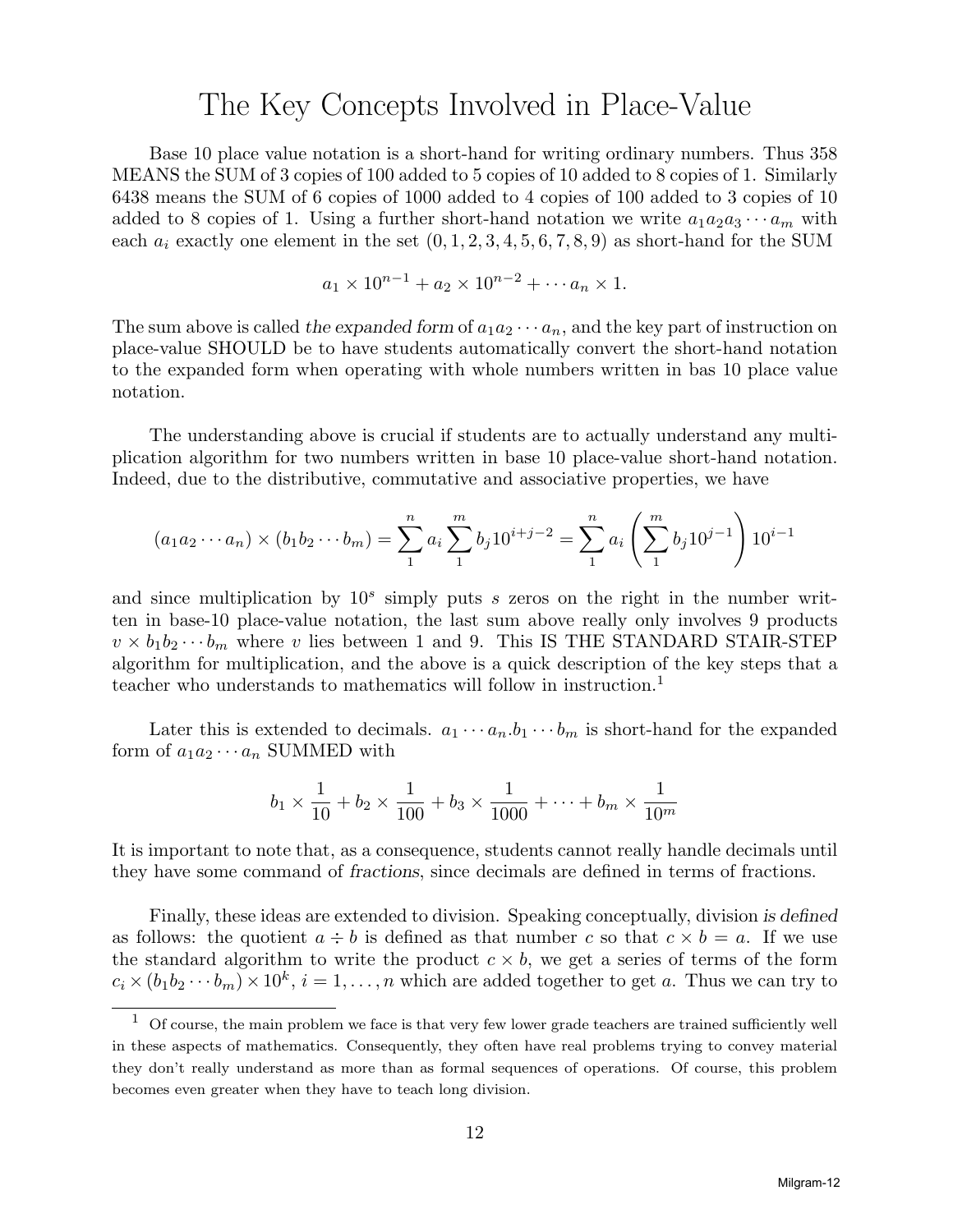# The Key Concepts Involved in Place-Value

Base 10 place value notation is a short-hand for writing ordinary numbers. Thus 358 MEANS the SUM of 3 copies of 100 added to 5 copies of 10 added to 8 copies of 1. Similarly 6438 means the SUM of 6 copies of 1000 added to 4 copies of 100 added to 3 copies of 10 added to 8 copies of 1. Using a further short-hand notation we write $a_1a_2a_3\cdots a_m$ with each $a_i$ exactly one element in the set $(0, 1, 2, 3, 4, 5, 6, 7, 8, 9)$ as short-hand for the SUM

$$a_1 \times 10^{n-1} + a_2 \times 10^{n-2} + \cdots a_n \times 1.$$

The sum above is called *the expanded form* of $a_1a_2\cdots a_n$, and the key part of instruction on place-value SHOULD be to have students automatically convert the short-hand notation to the expanded form when operating with whole numbers written in bas 10 place value notation.

The understanding above is crucial if students are to actually understand any multiplication algorithm for two numbers written in base 10 place-value short-hand notation. Indeed, due to the distributive, commutative and associative properties, we have

$$(a_1a_2\cdots a_n) \times (b_1b_2\cdots b_m) = \sum_1^n a_i \sum_1^m b_j 10^{i+j-2} = \sum_1^n a_i \left(\sum_1^m b_j 10^{j-1}\right) 10^{i-1}$$

and since multiplication by $10^s$ simply puts $s$ zeros on the right in the number written in base-10 place-value notation, the last sum above really only involves 9 products $v \times b_1b_2\cdots b_m$ where $v$ lies between 1 and 9. This IS THE STANDARD STAIR-STEP algorithm for multiplication, and the above is a quick description of the key steps that a teacher who understands to mathematics will follow in instruction.[1]

Later this is extended to decimals. $a_1\cdots a_n.b_1\cdots b_m$ is short-hand for the expanded form of $a_1a_2\cdots a_n$ SUMMED with

$$b_1 \times \frac{1}{10} + b_2 \times \frac{1}{100} + b_3 \times \frac{1}{1000} + \cdots + b_m \times \frac{1}{10^m}$$

It is important to note that, as a consequence, students cannot really handle decimals until they have some command of *fractions*, since decimals are defined in terms of fractions.

Finally, these ideas are extended to division. Speaking conceptually, division *is defined* as follows: the quotient $a \div b$ is defined as that number $c$ so that $c \times b = a$. If we use the standard algorithm to write the product $c \times b$, we get a series of terms of the form $c_i \times (b_1b_2\cdots b_m) \times 10^k$, $i = 1, \ldots, n$ which are added together to get $a$. Thus we can try to

---

[1] Of course, the main problem we face is that very few lower grade teachers are trained sufficiently well in these aspects of mathematics. Consequently, they often have real problems trying to convey material they don't really understand as more than as formal sequences of operations. Of course, this problem becomes even greater when they have to teach long division.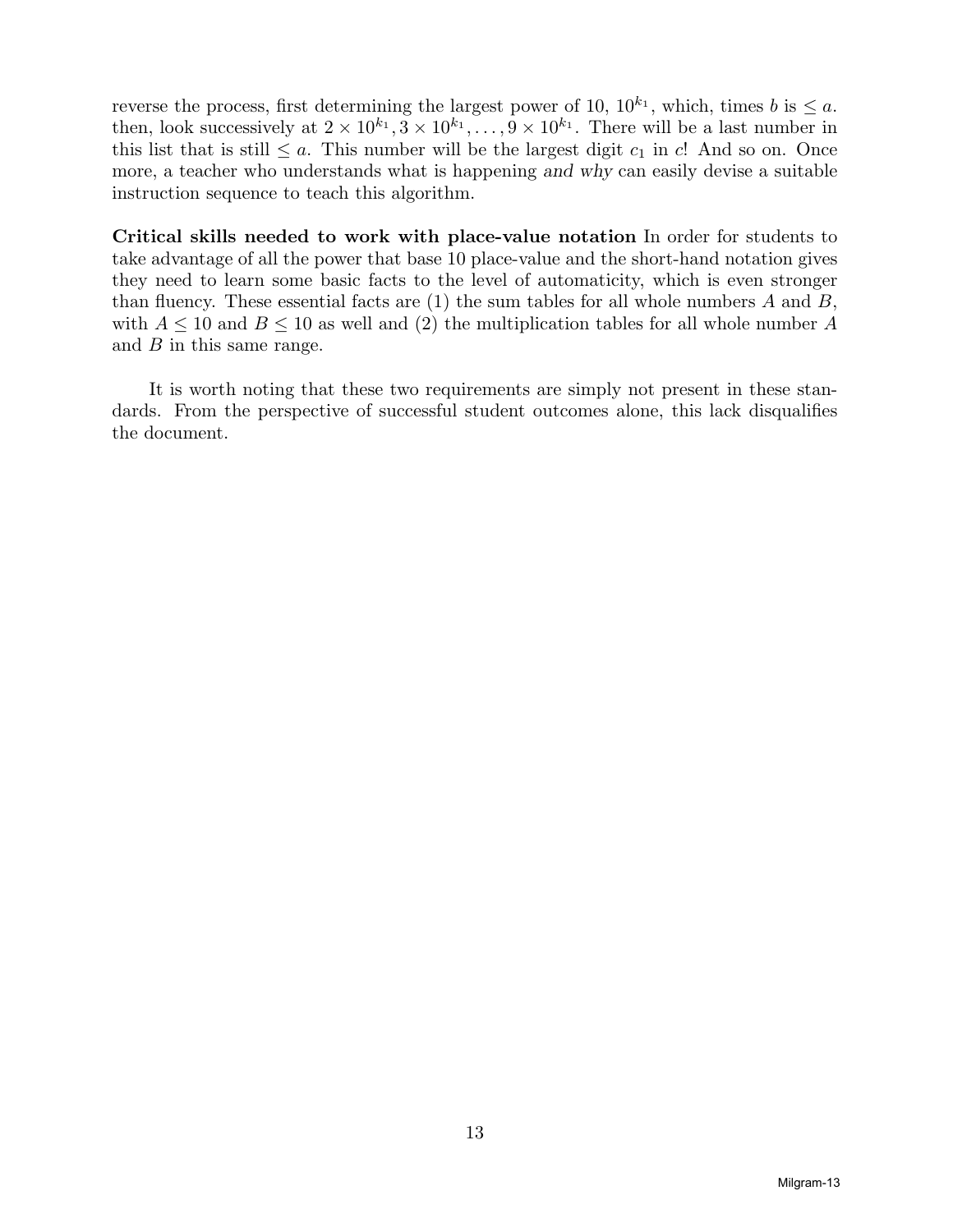reverse the process, first determining the largest power of 10, $10^{k_1}$, which, times $b$ is $\leq a$. then, look successively at $2 \times 10^{k_1}, 3 \times 10^{k_1}, \ldots, 9 \times 10^{k_1}$. There will be a last number in this list that is still $\leq a$. This number will be the largest digit $c_1$ in $c$! And so on. Once more, a teacher who understands what is happening *and why* can easily devise a suitable instruction sequence to teach this algorithm.

**Critical skills needed to work with place-value notation** In order for students to take advantage of all the power that base 10 place-value and the short-hand notation gives they need to learn some basic facts to the level of automaticity, which is even stronger than fluency. These essential facts are (1) the sum tables for all whole numbers $A$ and $B$, with $A \leq 10$ and $B \leq 10$ as well and (2) the multiplication tables for all whole number $A$ and $B$ in this same range.

It is worth noting that these two requirements are simply not present in these standards. From the perspective of successful student outcomes alone, this lack disqualifies the document.